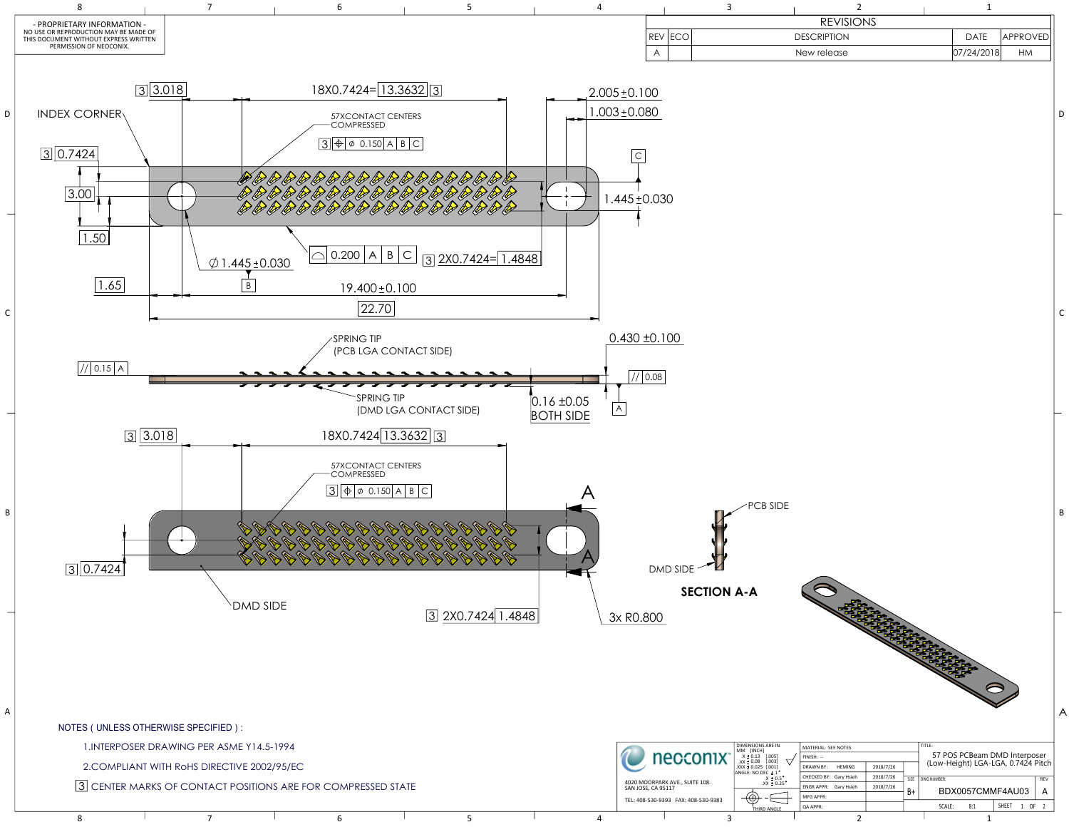- PROPRIETARY INFORMATION -
NO USE OR REPRODUCTION MAY BE MADE OF THIS DOCUMENT WITHOUT EXPRESS WRITTEN PERMISSION OF NEOCONIX.

| REVISIONS | | | | |
|---|---|---|---|---|
| REV | ECO | DESCRIPTION | DATE | APPROVED |
| A | | New release | 07/24/2018 | HM |

INDEX CORNER

3 3.018 — 18X0.7424= 13.3632 3

57XCONTACT CENTERS COMPRESSED

3 ⌖ ⌀ 0.150 A B C

2.005±0.100

1.003±0.080

3 0.7424

3.00

1.50

1.445±0.030

C

⌓ 0.200 A B C

3 2X0.7424= 1.4848

⌀1.445±0.030

B

1.65

19.400±0.100

22.70

SPRING TIP (PCB LGA CONTACT SIDE)

0.430 ±0.100

// 0.15 A

// 0.08

SPRING TIP (DMD LGA CONTACT SIDE)

0.16 ±0.05 BOTH SIDE

A

3 3.018 — 18X0.7424 13.3632 3

57XCONTACT CENTERS COMPRESSED

3 ⌖ ⌀ 0.150 A B C

A

A

3 0.7424

DMD SIDE

3 2X0.7424 1.4848

3x R0.800

PCB SIDE

DMD SIDE

**SECTION A-A**

NOTES ( UNLESS OTHERWISE SPECIFIED ) :

1. INTERPOSER DRAWING PER ASME Y14.5-1994
2. COMPLIANT WITH RoHS DIRECTIVE 2002/95/EC

3 CENTER MARKS OF CONTACT POSITIONS ARE FOR COMPRESSED STATE

neoconix

4020 MOORPARK AVE., SUITE 108.
SAN JOSE, CA 95117

TEL: 408-530-9393 FAX: 408-530-9383

DIMENSIONS ARE IN MM [INCH]
.X ± 0.13 [.005]
.XX ± 0.08 [.003]
.XXX ± 0.025 [.001]
ANGLE: NO DEC ± 1°
.X ± 0.5°
.XX ± 0.25°

THIRD ANGLE

| MATERIAL: SEE NOTES | | |
|---|---|---|
| FINISH: -- | | |
| DRAWN BY: | HEMING | 2018/7/26 |
| CHECKED BY: | Gary Hsieh | 2018/7/26 |
| ENGR APPR: | Gary Hsieh | 2018/7/26 |
| MFG APPR: | | |
| QA APPR: | | |

TITLE: 57 POS PCBeam DMD Interposer (Low-Height) LGA-LGA, 0.7424 Pitch

| SIZE | DWG NUMBER | REV |
|---|---|---|
| B+ | BDX0057CMMF4AU03 | A |

SCALE: 8:1 SHEET 1 OF 2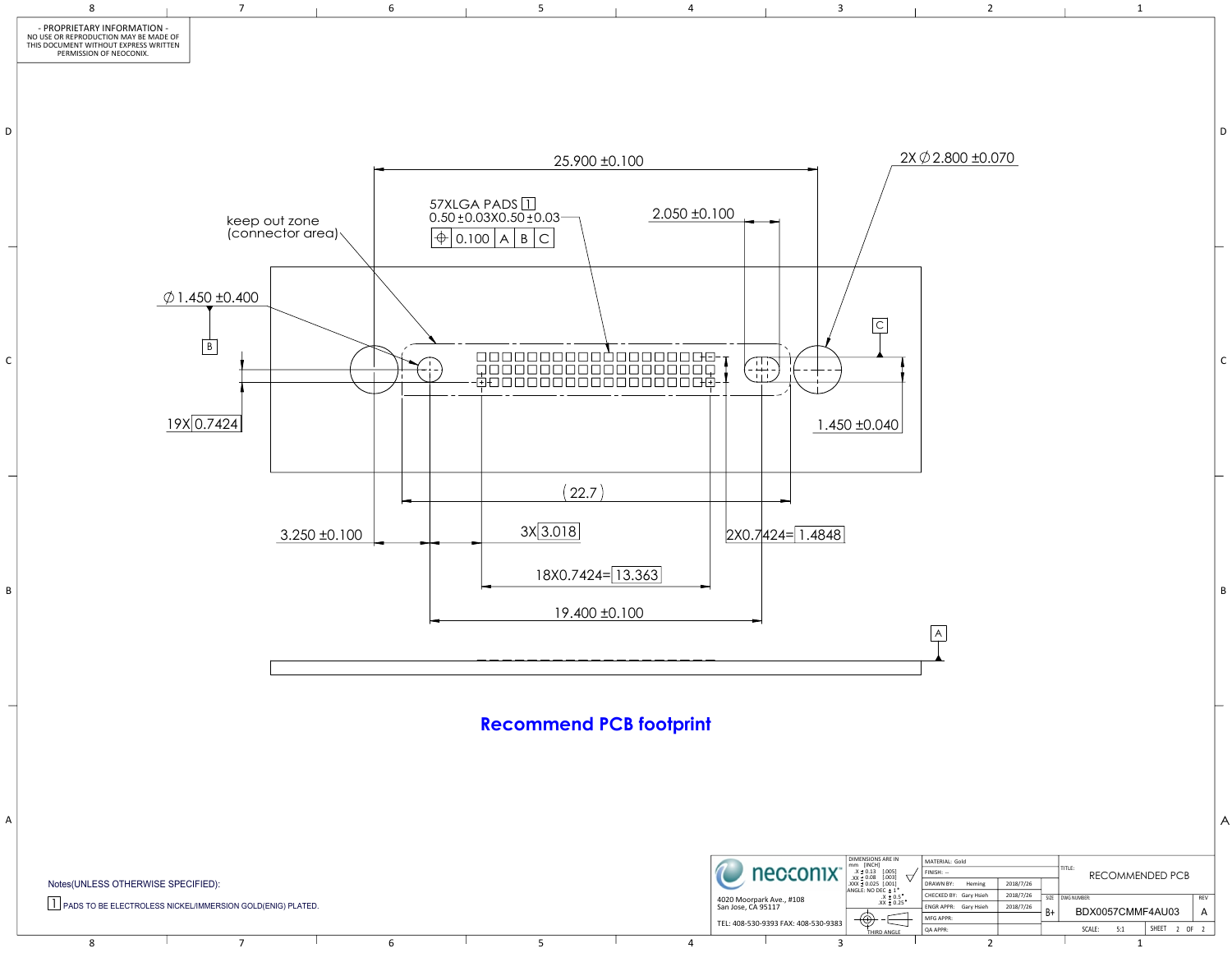- PROPRIETARY INFORMATION -
NO USE OR REPRODUCTION MAY BE MADE OF THIS DOCUMENT WITHOUT EXPRESS WRITTEN PERMISSION OF NEOCONIX.

25.900 ±0.100

2X ∅2.800 ±0.070

57XLGA PADS [1]
0.50 ±0.03X0.50 ±0.03
⌖ 0.100 | A | B | C

2.050 ±0.100

keep out zone
(connector area)

∅1.450 ±0.400

B

C

19X 0.7424

1.450 ±0.040

(22.7)

3.250 ±0.100

3X 3.018

2X0.7424= 1.4848

18X0.7424= 13.363

19.400 ±0.100

A

**Recommend PCB footprint**

Notes(UNLESS OTHERWISE SPECIFIED):

[1] PADS TO BE ELECTROLESS NICKEL/IMMERSION GOLD(ENIG) PLATED.

neoconix
4020 Moorpark Ave., #108
San Jose, CA 95117
TEL: 408-530-9393 FAX: 408-530-9383

DIMENSIONS ARE IN mm [INCH]
.X ± 0.13 [.005]
.XX ± 0.08 [.003]
.XXX ± 0.025 [.001]
ANGLE: NO DEC ± 1°
.X ± 0.5°
.XX ± 0.25°

THIRD ANGLE

| | | |
|---|---|---|
| MATERIAL: Gold | | |
| FINISH: -- | | |
| DRAWN BY: | Heming | 2018/7/26 |
| CHECKED BY: | Gary Hsieh | 2018/7/26 |
| ENGR APPR: | Gary Hsieh | 2018/7/26 |
| MFG APPR: | | |
| QA APPR: | | |

TITLE: RECOMMENDED PCB

SIZE: B+ | DWG NUMBER: BDX0057CMMF4AU03 | REV: A

SCALE: 5:1 | SHEET 2 OF 2